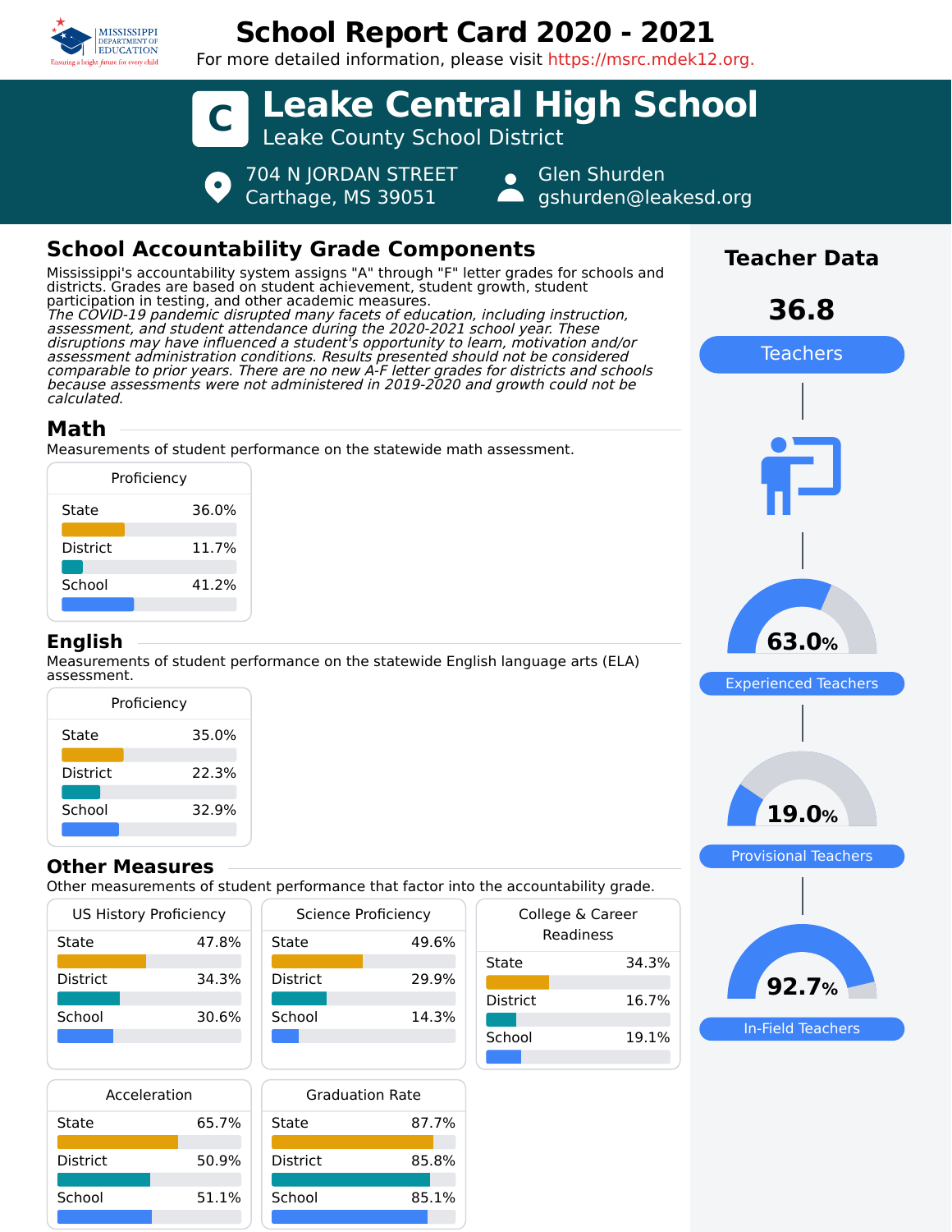# School Report Card 2020 - 2021

For more detailed information, please visit https://msrc.mdek12.org.

## C Leake Central High School

Leake County School District

704 N JORDAN STREET
Carthage, MS 39051

Glen Shurden
gshurden@leakesd.org

## School Accountability Grade Components

Mississippi's accountability system assigns "A" through "F" letter grades for schools and districts. Grades are based on student achievement, student growth, student participation in testing, and other academic measures.
*The COVID-19 pandemic disrupted many facets of education, including instruction, assessment, and student attendance during the 2020-2021 school year. These disruptions may have influenced a student's opportunity to learn, motivation and/or assessment administration conditions. Results presented should not be considered comparable to prior years. There are no new A-F letter grades for districts and schools because assessments were not administered in 2019-2020 and growth could not be calculated.*

### Math

Measurements of student performance on the statewide math assessment.

| Proficiency | |
|---|---|
| State | 36.0% |
| District | 11.7% |
| School | 41.2% |

### English

Measurements of student performance on the statewide English language arts (ELA) assessment.

| Proficiency | |
|---|---|
| State | 35.0% |
| District | 22.3% |
| School | 32.9% |

### Other Measures

Other measurements of student performance that factor into the accountability grade.

| US History Proficiency | |
|---|---|
| State | 47.8% |
| District | 34.3% |
| School | 30.6% |

| Science Proficiency | |
|---|---|
| State | 49.6% |
| District | 29.9% |
| School | 14.3% |

| College & Career Readiness | |
|---|---|
| State | 34.3% |
| District | 16.7% |
| School | 19.1% |

| Acceleration | |
|---|---|
| State | 65.7% |
| District | 50.9% |
| School | 51.1% |

| Graduation Rate | |
|---|---|
| State | 87.7% |
| District | 85.8% |
| School | 85.1% |

## Teacher Data

**36.8** Teachers

**63.0%** Experienced Teachers

**19.0%** Provisional Teachers

**92.7%** In-Field Teachers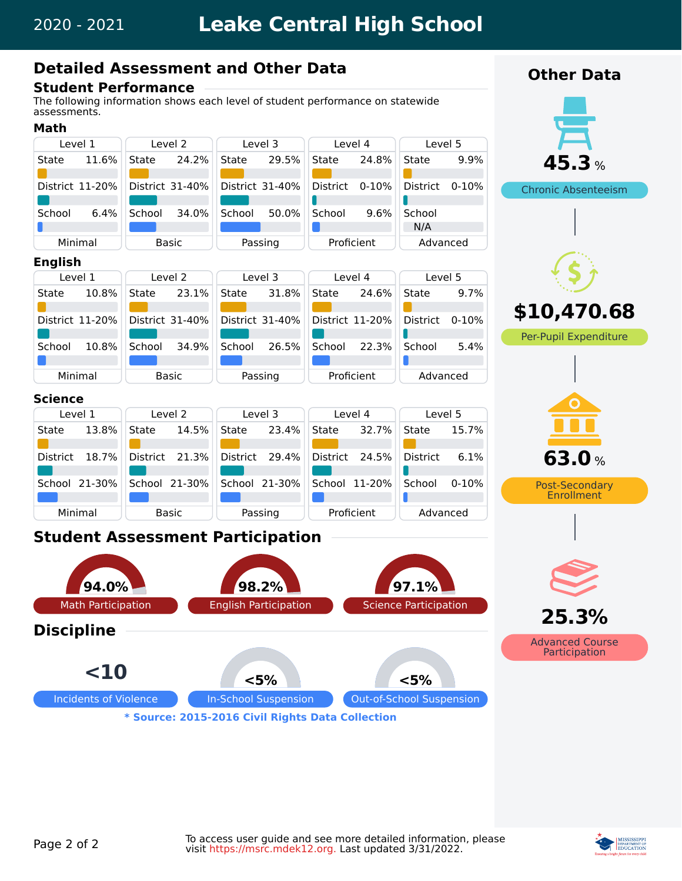# 2020 - 2021 Leake Central High School

## Detailed Assessment and Other Data

### Student Performance

The following information shows each level of student performance on statewide assessments.

#### Math

| | Level 1 Minimal | Level 2 Basic | Level 3 Passing | Level 4 Proficient | Level 5 Advanced |
|---|---|---|---|---|---|
| State | 11.6% | 24.2% | 29.5% | 24.8% | 9.9% |
| District | 11-20% | 31-40% | 31-40% | 0-10% | 0-10% |
| School | 6.4% | 34.0% | 50.0% | 9.6% | N/A |

#### English

| | Level 1 Minimal | Level 2 Basic | Level 3 Passing | Level 4 Proficient | Level 5 Advanced |
|---|---|---|---|---|---|
| State | 10.8% | 23.1% | 31.8% | 24.6% | 9.7% |
| District | 11-20% | 31-40% | 31-40% | 11-20% | 0-10% |
| School | 10.8% | 34.9% | 26.5% | 22.3% | 5.4% |

#### Science

| | Level 1 Minimal | Level 2 Basic | Level 3 Passing | Level 4 Proficient | Level 5 Advanced |
|---|---|---|---|---|---|
| State | 13.8% | 14.5% | 23.4% | 32.7% | 15.7% |
| District | 18.7% | 21.3% | 29.4% | 24.5% | 6.1% |
| School | 21-30% | 21-30% | 21-30% | 11-20% | 0-10% |

### Student Assessment Participation

94.0%
Math Participation

98.2%
English Participation

97.1%
Science Participation

### Discipline

<10
Incidents of Violence

<5%
In-School Suspension

<5%
Out-of-School Suspension

**\* Source: 2015-2016 Civil Rights Data Collection**

## Other Data

45.3 %
Chronic Absenteeism

$10,470.68
Per-Pupil Expenditure

63.0 %
Post-Secondary Enrollment

25.3%
Advanced Course Participation

To access user guide and see more detailed information, please visit https://msrc.mdek12.org. Last updated 3/31/2022.